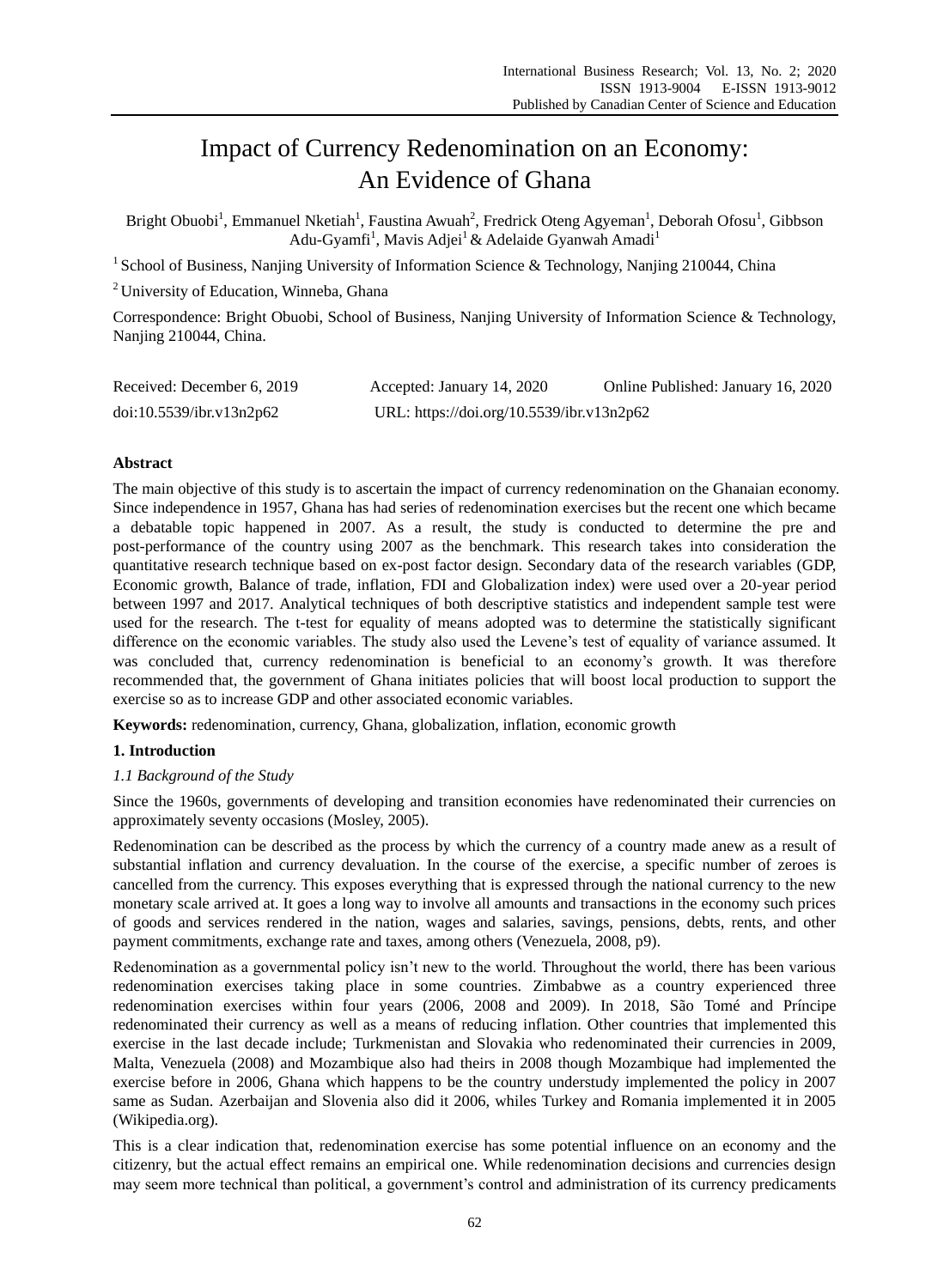# Impact of Currency Redenomination on an Economy: An Evidence of Ghana

Bright Obuobi[1], Emmanuel Nketiah[1], Faustina Awuah[2], Fredrick Oteng Agyeman[1], Deborah Ofosu[1], Gibbson Adu-Gyamfi[1], Mavis Adjei[1] & Adelaide Gyanwah Amadi[1]

[1] School of Business, Nanjing University of Information Science & Technology, Nanjing 210044, China

[2] University of Education, Winneba, Ghana

Correspondence: Bright Obuobi, School of Business, Nanjing University of Information Science & Technology, Nanjing 210044, China.

Received: December 6, 2019 Accepted: January 14, 2020 Online Published: January 16, 2020

doi:10.5539/ibr.v13n2p62 URL: https://doi.org/10.5539/ibr.v13n2p62

## Abstract

The main objective of this study is to ascertain the impact of currency redenomination on the Ghanaian economy. Since independence in 1957, Ghana has had series of redenomination exercises but the recent one which became a debatable topic happened in 2007. As a result, the study is conducted to determine the pre and post-performance of the country using 2007 as the benchmark. This research takes into consideration the quantitative research technique based on ex-post factor design. Secondary data of the research variables (GDP, Economic growth, Balance of trade, inflation, FDI and Globalization index) were used over a 20-year period between 1997 and 2017. Analytical techniques of both descriptive statistics and independent sample test were used for the research. The t-test for equality of means adopted was to determine the statistically significant difference on the economic variables. The study also used the Levene's test of equality of variance assumed. It was concluded that, currency redenomination is beneficial to an economy's growth. It was therefore recommended that, the government of Ghana initiates policies that will boost local production to support the exercise so as to increase GDP and other associated economic variables.

**Keywords:** redenomination, currency, Ghana, globalization, inflation, economic growth

## 1. Introduction

### *1.1 Background of the Study*

Since the 1960s, governments of developing and transition economies have redenominated their currencies on approximately seventy occasions (Mosley, 2005).

Redenomination can be described as the process by which the currency of a country made anew as a result of substantial inflation and currency devaluation. In the course of the exercise, a specific number of zeroes is cancelled from the currency. This exposes everything that is expressed through the national currency to the new monetary scale arrived at. It goes a long way to involve all amounts and transactions in the economy such prices of goods and services rendered in the nation, wages and salaries, savings, pensions, debts, rents, and other payment commitments, exchange rate and taxes, among others (Venezuela, 2008, p9).

Redenomination as a governmental policy isn't new to the world. Throughout the world, there has been various redenomination exercises taking place in some countries. Zimbabwe as a country experienced three redenomination exercises within four years (2006, 2008 and 2009). In 2018, São Tomé and Príncipe redenominated their currency as well as a means of reducing inflation. Other countries that implemented this exercise in the last decade include; Turkmenistan and Slovakia who redenominated their currencies in 2009, Malta, Venezuela (2008) and Mozambique also had theirs in 2008 though Mozambique had implemented the exercise before in 2006, Ghana which happens to be the country understudy implemented the policy in 2007 same as Sudan. Azerbaijan and Slovenia also did it 2006, whiles Turkey and Romania implemented it in 2005 (Wikipedia.org).

This is a clear indication that, redenomination exercise has some potential influence on an economy and the citizenry, but the actual effect remains an empirical one. While redenomination decisions and currencies design may seem more technical than political, a government's control and administration of its currency predicaments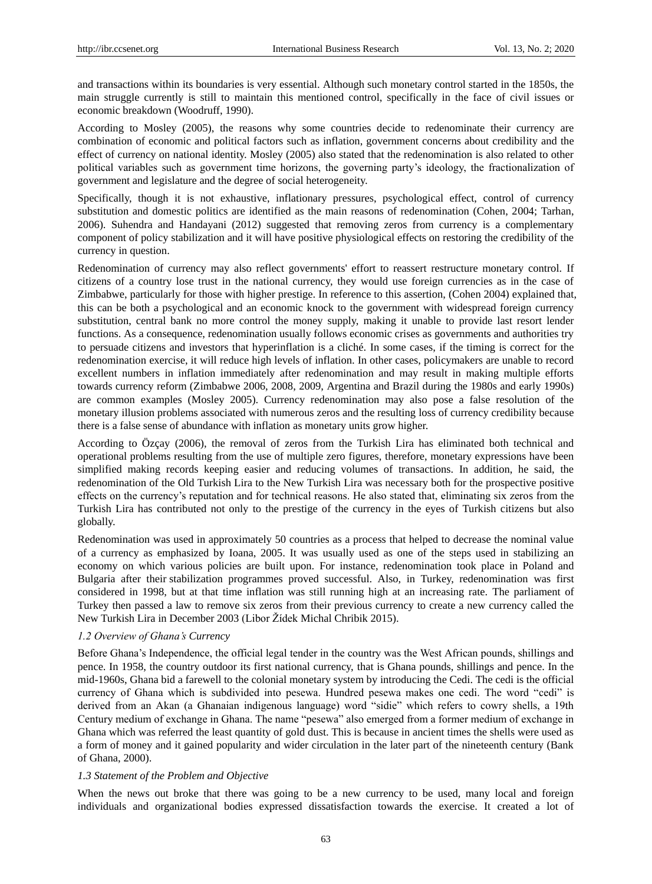and transactions within its boundaries is very essential. Although such monetary control started in the 1850s, the main struggle currently is still to maintain this mentioned control, specifically in the face of civil issues or economic breakdown (Woodruff, 1990).

According to Mosley (2005), the reasons why some countries decide to redenominate their currency are combination of economic and political factors such as inflation, government concerns about credibility and the effect of currency on national identity. Mosley (2005) also stated that the redenomination is also related to other political variables such as government time horizons, the governing party's ideology, the fractionalization of government and legislature and the degree of social heterogeneity.

Specifically, though it is not exhaustive, inflationary pressures, psychological effect, control of currency substitution and domestic politics are identified as the main reasons of redenomination (Cohen, 2004; Tarhan, 2006). Suhendra and Handayani (2012) suggested that removing zeros from currency is a complementary component of policy stabilization and it will have positive physiological effects on restoring the credibility of the currency in question.

Redenomination of currency may also reflect governments' effort to reassert restructure monetary control. If citizens of a country lose trust in the national currency, they would use foreign currencies as in the case of Zimbabwe, particularly for those with higher prestige. In reference to this assertion, (Cohen 2004) explained that, this can be both a psychological and an economic knock to the government with widespread foreign currency substitution, central bank no more control the money supply, making it unable to provide last resort lender functions. As a consequence, redenomination usually follows economic crises as governments and authorities try to persuade citizens and investors that hyperinflation is a cliché. In some cases, if the timing is correct for the redenomination exercise, it will reduce high levels of inflation. In other cases, policymakers are unable to record excellent numbers in inflation immediately after redenomination and may result in making multiple efforts towards currency reform (Zimbabwe 2006, 2008, 2009, Argentina and Brazil during the 1980s and early 1990s) are common examples (Mosley 2005). Currency redenomination may also pose a false resolution of the monetary illusion problems associated with numerous zeros and the resulting loss of currency credibility because there is a false sense of abundance with inflation as monetary units grow higher.

According to Özçay (2006), the removal of zeros from the Turkish Lira has eliminated both technical and operational problems resulting from the use of multiple zero figures, therefore, monetary expressions have been simplified making records keeping easier and reducing volumes of transactions. In addition, he said, the redenomination of the Old Turkish Lira to the New Turkish Lira was necessary both for the prospective positive effects on the currency's reputation and for technical reasons. He also stated that, eliminating six zeros from the Turkish Lira has contributed not only to the prestige of the currency in the eyes of Turkish citizens but also globally.

Redenomination was used in approximately 50 countries as a process that helped to decrease the nominal value of a currency as emphasized by Ioana, 2005. It was usually used as one of the steps used in stabilizing an economy on which various policies are built upon. For instance, redenomination took place in Poland and Bulgaria after their stabilization programmes proved successful. Also, in Turkey, redenomination was first considered in 1998, but at that time inflation was still running high at an increasing rate. The parliament of Turkey then passed a law to remove six zeros from their previous currency to create a new currency called the New Turkish Lira in December 2003 (Libor Žídek Michal Chribik 2015).

### *1.2 Overview of Ghana's Currency*

Before Ghana's Independence, the official legal tender in the country was the West African pounds, shillings and pence. In 1958, the country outdoor its first national currency, that is Ghana pounds, shillings and pence. In the mid-1960s, Ghana bid a farewell to the colonial monetary system by introducing the Cedi. The cedi is the official currency of Ghana which is subdivided into pesewa. Hundred pesewa makes one cedi. The word "cedi" is derived from an Akan (a Ghanaian indigenous language) word "sidie" which refers to cowry shells, a 19th Century medium of exchange in Ghana. The name "pesewa" also emerged from a former medium of exchange in Ghana which was referred the least quantity of gold dust. This is because in ancient times the shells were used as a form of money and it gained popularity and wider circulation in the later part of the nineteenth century (Bank of Ghana, 2000).

### *1.3 Statement of the Problem and Objective*

When the news out broke that there was going to be a new currency to be used, many local and foreign individuals and organizational bodies expressed dissatisfaction towards the exercise. It created a lot of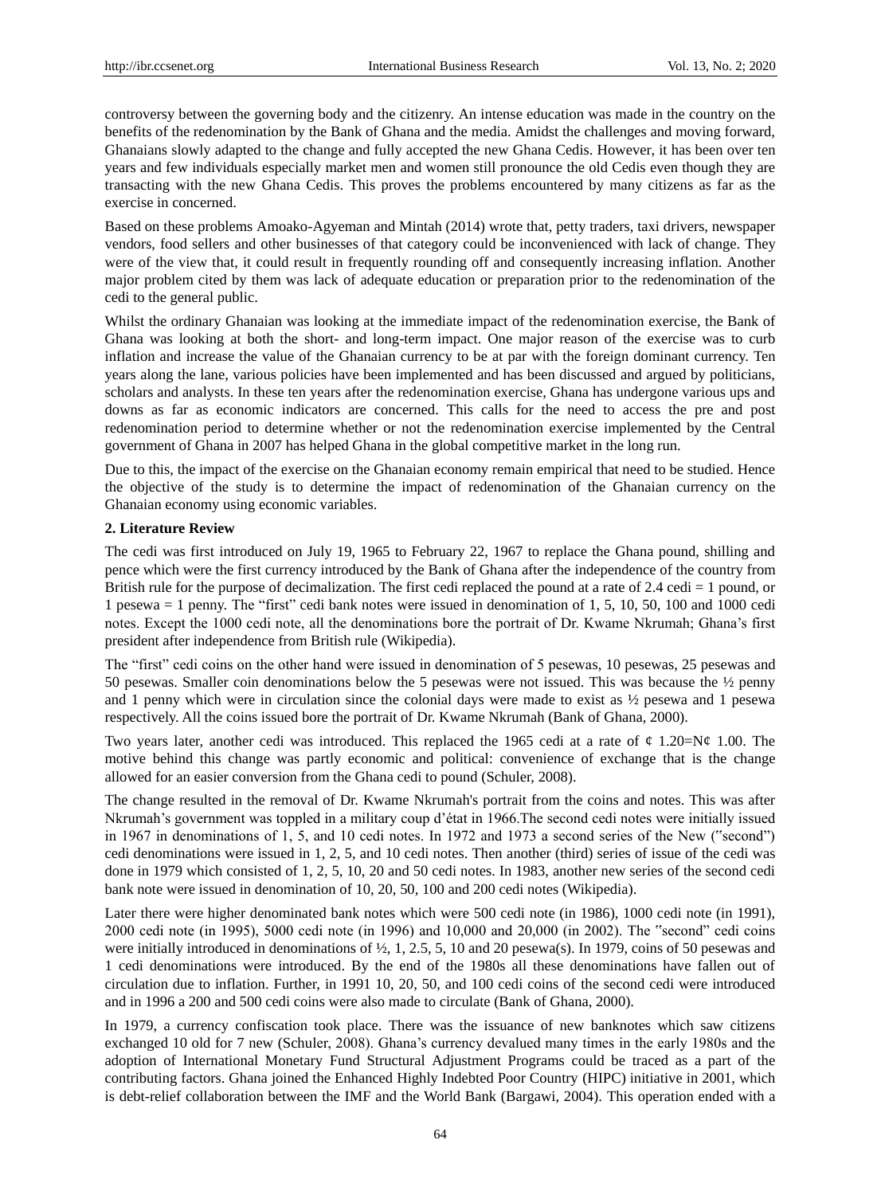controversy between the governing body and the citizenry. An intense education was made in the country on the benefits of the redenomination by the Bank of Ghana and the media. Amidst the challenges and moving forward, Ghanaians slowly adapted to the change and fully accepted the new Ghana Cedis. However, it has been over ten years and few individuals especially market men and women still pronounce the old Cedis even though they are transacting with the new Ghana Cedis. This proves the problems encountered by many citizens as far as the exercise in concerned.

Based on these problems Amoako-Agyeman and Mintah (2014) wrote that, petty traders, taxi drivers, newspaper vendors, food sellers and other businesses of that category could be inconvenienced with lack of change. They were of the view that, it could result in frequently rounding off and consequently increasing inflation. Another major problem cited by them was lack of adequate education or preparation prior to the redenomination of the cedi to the general public.

Whilst the ordinary Ghanaian was looking at the immediate impact of the redenomination exercise, the Bank of Ghana was looking at both the short- and long-term impact. One major reason of the exercise was to curb inflation and increase the value of the Ghanaian currency to be at par with the foreign dominant currency. Ten years along the lane, various policies have been implemented and has been discussed and argued by politicians, scholars and analysts. In these ten years after the redenomination exercise, Ghana has undergone various ups and downs as far as economic indicators are concerned. This calls for the need to access the pre and post redenomination period to determine whether or not the redenomination exercise implemented by the Central government of Ghana in 2007 has helped Ghana in the global competitive market in the long run.

Due to this, the impact of the exercise on the Ghanaian economy remain empirical that need to be studied. Hence the objective of the study is to determine the impact of redenomination of the Ghanaian currency on the Ghanaian economy using economic variables.

## 2. Literature Review

The cedi was first introduced on July 19, 1965 to February 22, 1967 to replace the Ghana pound, shilling and pence which were the first currency introduced by the Bank of Ghana after the independence of the country from British rule for the purpose of decimalization. The first cedi replaced the pound at a rate of 2.4 cedi = 1 pound, or 1 pesewa = 1 penny. The "first" cedi bank notes were issued in denomination of 1, 5, 10, 50, 100 and 1000 cedi notes. Except the 1000 cedi note, all the denominations bore the portrait of Dr. Kwame Nkrumah; Ghana's first president after independence from British rule (Wikipedia).

The "first" cedi coins on the other hand were issued in denomination of 5 pesewas, 10 pesewas, 25 pesewas and 50 pesewas. Smaller coin denominations below the 5 pesewas were not issued. This was because the ½ penny and 1 penny which were in circulation since the colonial days were made to exist as ½ pesewa and 1 pesewa respectively. All the coins issued bore the portrait of Dr. Kwame Nkrumah (Bank of Ghana, 2000).

Two years later, another cedi was introduced. This replaced the 1965 cedi at a rate of ¢ 1.20=N¢ 1.00. The motive behind this change was partly economic and political: convenience of exchange that is the change allowed for an easier conversion from the Ghana cedi to pound (Schuler, 2008).

The change resulted in the removal of Dr. Kwame Nkrumah's portrait from the coins and notes. This was after Nkrumah's government was toppled in a military coup d'état in 1966.The second cedi notes were initially issued in 1967 in denominations of 1, 5, and 10 cedi notes. In 1972 and 1973 a second series of the New ("second") cedi denominations were issued in 1, 2, 5, and 10 cedi notes. Then another (third) series of issue of the cedi was done in 1979 which consisted of 1, 2, 5, 10, 20 and 50 cedi notes. In 1983, another new series of the second cedi bank note were issued in denomination of 10, 20, 50, 100 and 200 cedi notes (Wikipedia).

Later there were higher denominated bank notes which were 500 cedi note (in 1986), 1000 cedi note (in 1991), 2000 cedi note (in 1995), 5000 cedi note (in 1996) and 10,000 and 20,000 (in 2002). The "second" cedi coins were initially introduced in denominations of ½, 1, 2.5, 5, 10 and 20 pesewa(s). In 1979, coins of 50 pesewas and 1 cedi denominations were introduced. By the end of the 1980s all these denominations have fallen out of circulation due to inflation. Further, in 1991 10, 20, 50, and 100 cedi coins of the second cedi were introduced and in 1996 a 200 and 500 cedi coins were also made to circulate (Bank of Ghana, 2000).

In 1979, a currency confiscation took place. There was the issuance of new banknotes which saw citizens exchanged 10 old for 7 new (Schuler, 2008). Ghana's currency devalued many times in the early 1980s and the adoption of International Monetary Fund Structural Adjustment Programs could be traced as a part of the contributing factors. Ghana joined the Enhanced Highly Indebted Poor Country (HIPC) initiative in 2001, which is debt-relief collaboration between the IMF and the World Bank (Bargawi, 2004). This operation ended with a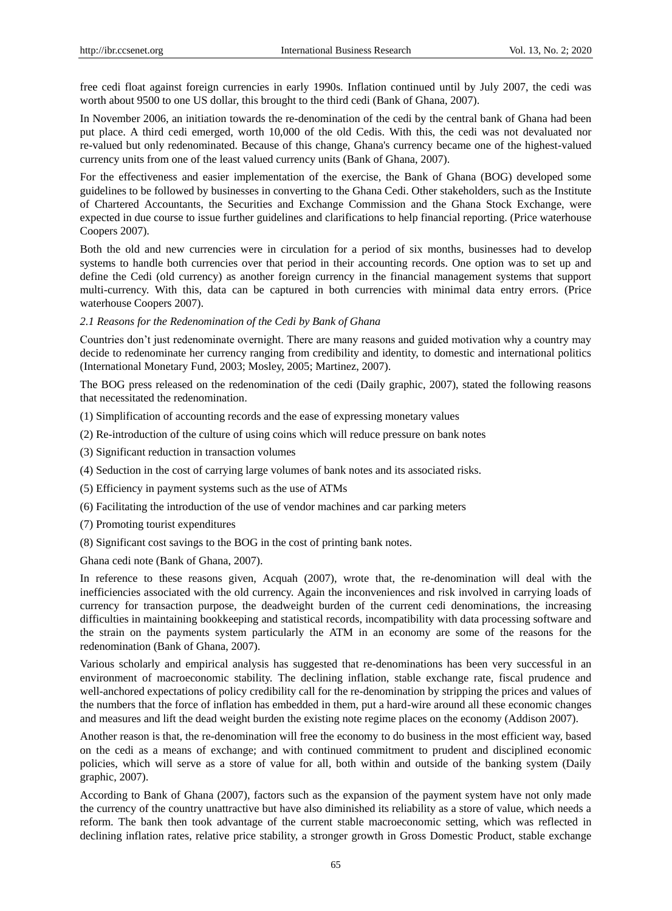free cedi float against foreign currencies in early 1990s. Inflation continued until by July 2007, the cedi was worth about 9500 to one US dollar, this brought to the third cedi (Bank of Ghana, 2007).

In November 2006, an initiation towards the re-denomination of the cedi by the central bank of Ghana had been put place. A third cedi emerged, worth 10,000 of the old Cedis. With this, the cedi was not devaluated nor re-valued but only redenominated. Because of this change, Ghana's currency became one of the highest-valued currency units from one of the least valued currency units (Bank of Ghana, 2007).

For the effectiveness and easier implementation of the exercise, the Bank of Ghana (BOG) developed some guidelines to be followed by businesses in converting to the Ghana Cedi. Other stakeholders, such as the Institute of Chartered Accountants, the Securities and Exchange Commission and the Ghana Stock Exchange, were expected in due course to issue further guidelines and clarifications to help financial reporting. (Price waterhouse Coopers 2007).

Both the old and new currencies were in circulation for a period of six months, businesses had to develop systems to handle both currencies over that period in their accounting records. One option was to set up and define the Cedi (old currency) as another foreign currency in the financial management systems that support multi-currency. With this, data can be captured in both currencies with minimal data entry errors. (Price waterhouse Coopers 2007).

### *2.1 Reasons for the Redenomination of the Cedi by Bank of Ghana*

Countries don't just redenominate overnight. There are many reasons and guided motivation why a country may decide to redenominate her currency ranging from credibility and identity, to domestic and international politics (International Monetary Fund, 2003; Mosley, 2005; Martinez, 2007).

The BOG press released on the redenomination of the cedi (Daily graphic, 2007), stated the following reasons that necessitated the redenomination.

(1) Simplification of accounting records and the ease of expressing monetary values

(2) Re-introduction of the culture of using coins which will reduce pressure on bank notes

(3) Significant reduction in transaction volumes

(4) Seduction in the cost of carrying large volumes of bank notes and its associated risks.

(5) Efficiency in payment systems such as the use of ATMs

(6) Facilitating the introduction of the use of vendor machines and car parking meters

(7) Promoting tourist expenditures

(8) Significant cost savings to the BOG in the cost of printing bank notes.

Ghana cedi note (Bank of Ghana, 2007).

In reference to these reasons given, Acquah (2007), wrote that, the re-denomination will deal with the inefficiencies associated with the old currency. Again the inconveniences and risk involved in carrying loads of currency for transaction purpose, the deadweight burden of the current cedi denominations, the increasing difficulties in maintaining bookkeeping and statistical records, incompatibility with data processing software and the strain on the payments system particularly the ATM in an economy are some of the reasons for the redenomination (Bank of Ghana, 2007).

Various scholarly and empirical analysis has suggested that re-denominations has been very successful in an environment of macroeconomic stability. The declining inflation, stable exchange rate, fiscal prudence and well-anchored expectations of policy credibility call for the re-denomination by stripping the prices and values of the numbers that the force of inflation has embedded in them, put a hard-wire around all these economic changes and measures and lift the dead weight burden the existing note regime places on the economy (Addison 2007).

Another reason is that, the re-denomination will free the economy to do business in the most efficient way, based on the cedi as a means of exchange; and with continued commitment to prudent and disciplined economic policies, which will serve as a store of value for all, both within and outside of the banking system (Daily graphic, 2007).

According to Bank of Ghana (2007), factors such as the expansion of the payment system have not only made the currency of the country unattractive but have also diminished its reliability as a store of value, which needs a reform. The bank then took advantage of the current stable macroeconomic setting, which was reflected in declining inflation rates, relative price stability, a stronger growth in Gross Domestic Product, stable exchange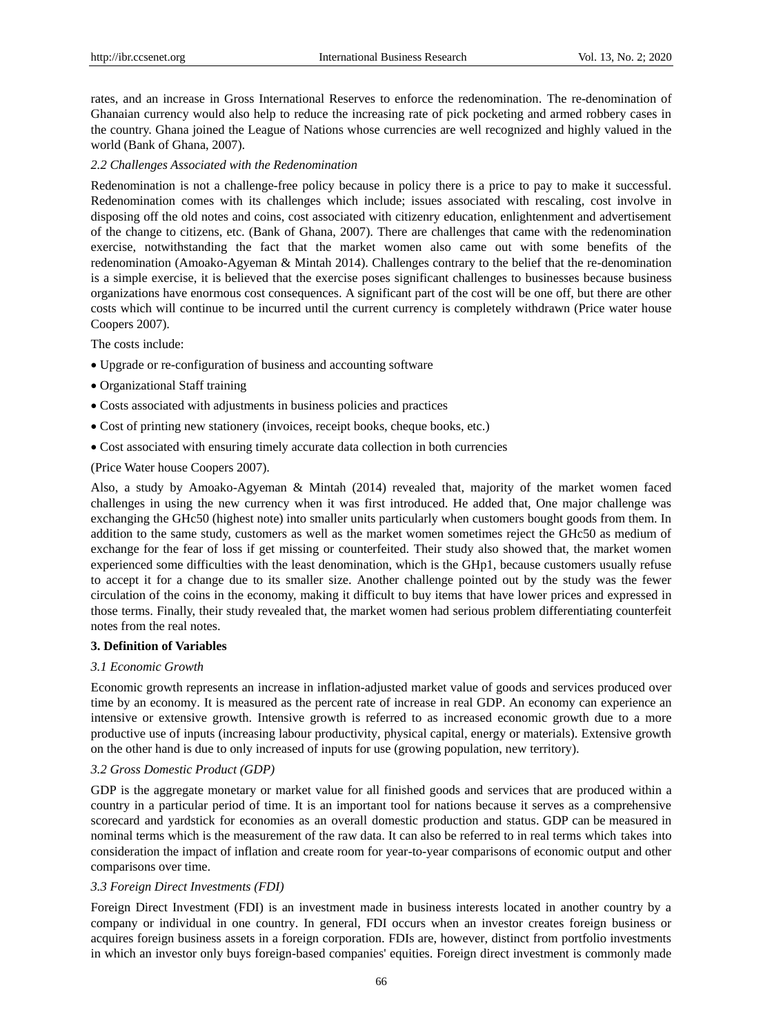rates, and an increase in Gross International Reserves to enforce the redenomination. The re-denomination of Ghanaian currency would also help to reduce the increasing rate of pick pocketing and armed robbery cases in the country. Ghana joined the League of Nations whose currencies are well recognized and highly valued in the world (Bank of Ghana, 2007).

### *2.2 Challenges Associated with the Redenomination*

Redenomination is not a challenge-free policy because in policy there is a price to pay to make it successful. Redenomination comes with its challenges which include; issues associated with rescaling, cost involve in disposing off the old notes and coins, cost associated with citizenry education, enlightenment and advertisement of the change to citizens, etc. (Bank of Ghana, 2007). There are challenges that came with the redenomination exercise, notwithstanding the fact that the market women also came out with some benefits of the redenomination (Amoako-Agyeman & Mintah 2014). Challenges contrary to the belief that the re-denomination is a simple exercise, it is believed that the exercise poses significant challenges to businesses because business organizations have enormous cost consequences. A significant part of the cost will be one off, but there are other costs which will continue to be incurred until the current currency is completely withdrawn (Price water house Coopers 2007).

The costs include:

- Upgrade or re-configuration of business and accounting software
- Organizational Staff training
- Costs associated with adjustments in business policies and practices
- Cost of printing new stationery (invoices, receipt books, cheque books, etc.)
- Cost associated with ensuring timely accurate data collection in both currencies

(Price Water house Coopers 2007).

Also, a study by Amoako-Agyeman & Mintah (2014) revealed that, majority of the market women faced challenges in using the new currency when it was first introduced. He added that, One major challenge was exchanging the GHc50 (highest note) into smaller units particularly when customers bought goods from them. In addition to the same study, customers as well as the market women sometimes reject the GHc50 as medium of exchange for the fear of loss if get missing or counterfeited. Their study also showed that, the market women experienced some difficulties with the least denomination, which is the GHp1, because customers usually refuse to accept it for a change due to its smaller size. Another challenge pointed out by the study was the fewer circulation of the coins in the economy, making it difficult to buy items that have lower prices and expressed in those terms. Finally, their study revealed that, the market women had serious problem differentiating counterfeit notes from the real notes.

## 3. Definition of Variables

### *3.1 Economic Growth*

Economic growth represents an increase in inflation-adjusted market value of goods and services produced over time by an economy. It is measured as the percent rate of increase in real GDP. An economy can experience an intensive or extensive growth. Intensive growth is referred to as increased economic growth due to a more productive use of inputs (increasing labour productivity, physical capital, energy or materials). Extensive growth on the other hand is due to only increased of inputs for use (growing population, new territory).

### *3.2 Gross Domestic Product (GDP)*

GDP is the aggregate monetary or market value for all finished goods and services that are produced within a country in a particular period of time. It is an important tool for nations because it serves as a comprehensive scorecard and yardstick for economies as an overall domestic production and status. GDP can be measured in nominal terms which is the measurement of the raw data. It can also be referred to in real terms which takes into consideration the impact of inflation and create room for year-to-year comparisons of economic output and other comparisons over time.

### *3.3 Foreign Direct Investments (FDI)*

Foreign Direct Investment (FDI) is an investment made in business interests located in another country by a company or individual in one country. In general, FDI occurs when an investor creates foreign business or acquires foreign business assets in a foreign corporation. FDIs are, however, distinct from portfolio investments in which an investor only buys foreign-based companies' equities. Foreign direct investment is commonly made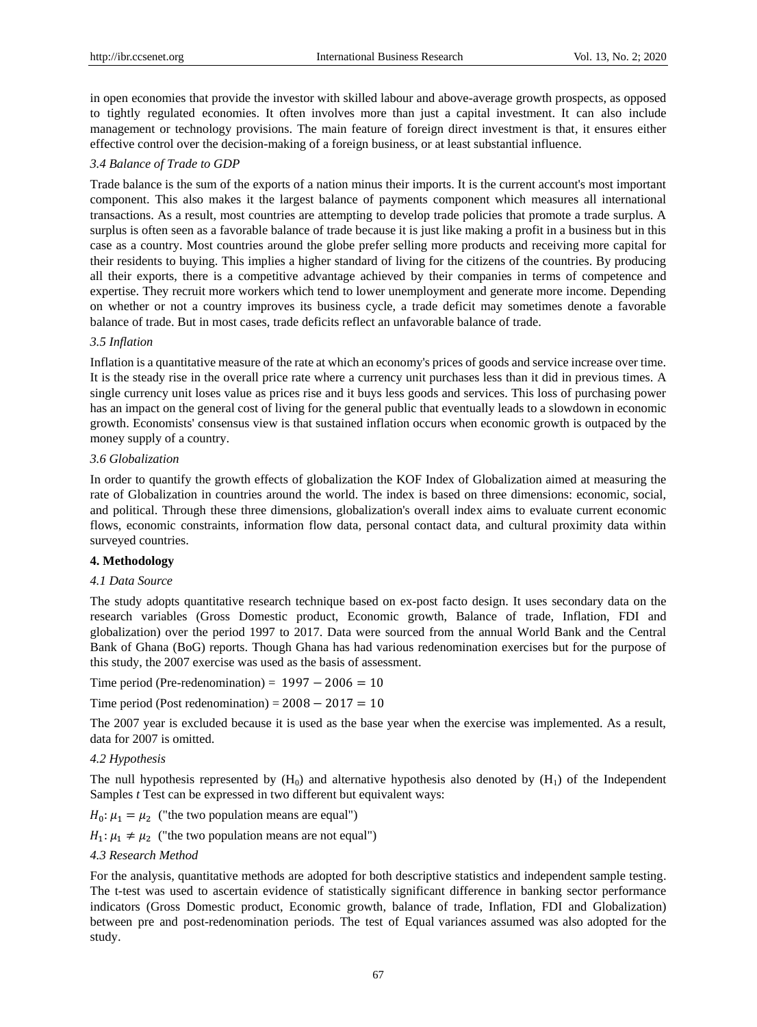in open economies that provide the investor with skilled labour and above-average growth prospects, as opposed to tightly regulated economies. It often involves more than just a capital investment. It can also include management or technology provisions. The main feature of foreign direct investment is that, it ensures either effective control over the decision-making of a foreign business, or at least substantial influence.

### *3.4 Balance of Trade to GDP*

Trade balance is the sum of the exports of a nation minus their imports. It is the current account's most important component. This also makes it the largest balance of payments component which measures all international transactions. As a result, most countries are attempting to develop trade policies that promote a trade surplus. A surplus is often seen as a favorable balance of trade because it is just like making a profit in a business but in this case as a country. Most countries around the globe prefer selling more products and receiving more capital for their residents to buying. This implies a higher standard of living for the citizens of the countries. By producing all their exports, there is a competitive advantage achieved by their companies in terms of competence and expertise. They recruit more workers which tend to lower unemployment and generate more income. Depending on whether or not a country improves its business cycle, a trade deficit may sometimes denote a favorable balance of trade. But in most cases, trade deficits reflect an unfavorable balance of trade.

### *3.5 Inflation*

Inflation is a quantitative measure of the rate at which an economy's prices of goods and service increase over time. It is the steady rise in the overall price rate where a currency unit purchases less than it did in previous times. A single currency unit loses value as prices rise and it buys less goods and services. This loss of purchasing power has an impact on the general cost of living for the general public that eventually leads to a slowdown in economic growth. Economists' consensus view is that sustained inflation occurs when economic growth is outpaced by the money supply of a country.

### *3.6 Globalization*

In order to quantify the growth effects of globalization the KOF Index of Globalization aimed at measuring the rate of Globalization in countries around the world. The index is based on three dimensions: economic, social, and political. Through these three dimensions, globalization's overall index aims to evaluate current economic flows, economic constraints, information flow data, personal contact data, and cultural proximity data within surveyed countries.

## 4. Methodology

### *4.1 Data Source*

The study adopts quantitative research technique based on ex-post facto design. It uses secondary data on the research variables (Gross Domestic product, Economic growth, Balance of trade, Inflation, FDI and globalization) over the period 1997 to 2017. Data were sourced from the annual World Bank and the Central Bank of Ghana (BoG) reports. Though Ghana has had various redenomination exercises but for the purpose of this study, the 2007 exercise was used as the basis of assessment.

Time period (Pre-redenomination) = $1997 - 2006 = 10$

Time period (Post redenomination) = $2008 - 2017 = 10$

The 2007 year is excluded because it is used as the base year when the exercise was implemented. As a result, data for 2007 is omitted.

### *4.2 Hypothesis*

The null hypothesis represented by ($H_0$) and alternative hypothesis also denoted by ($H_1$) of the Independent Samples *t* Test can be expressed in two different but equivalent ways:

$H_0: \mu_1 = \mu_2$ ("the two population means are equal")

$H_1: \mu_1 \neq \mu_2$ ("the two population means are not equal")

### *4.3 Research Method*

For the analysis, quantitative methods are adopted for both descriptive statistics and independent sample testing. The t-test was used to ascertain evidence of statistically significant difference in banking sector performance indicators (Gross Domestic product, Economic growth, balance of trade, Inflation, FDI and Globalization) between pre and post-redenomination periods. The test of Equal variances assumed was also adopted for the study.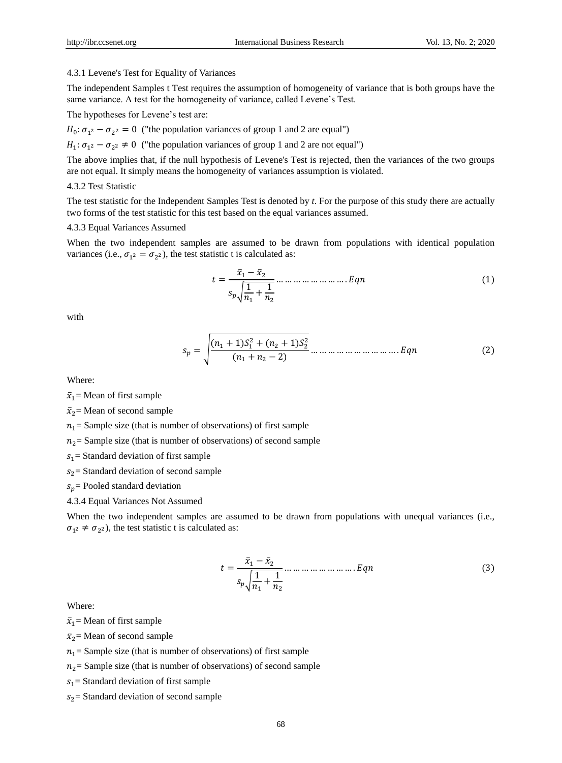#### 4.3.1 Levene's Test for Equality of Variances

The independent Samples t Test requires the assumption of homogeneity of variance that is both groups have the same variance. A test for the homogeneity of variance, called Levene's Test.

The hypotheses for Levene's test are:

$H_0: \sigma_{1^2} - \sigma_{2^2} = 0$ ("the population variances of group 1 and 2 are equal")

$H_1: \sigma_{1^2} - \sigma_{2^2} \neq 0$ ("the population variances of group 1 and 2 are not equal")

The above implies that, if the null hypothesis of Levene's Test is rejected, then the variances of the two groups are not equal. It simply means the homogeneity of variances assumption is violated.

#### 4.3.2 Test Statistic

The test statistic for the Independent Samples Test is denoted by *t*. For the purpose of this study there are actually two forms of the test statistic for this test based on the equal variances assumed.

#### 4.3.3 Equal Variances Assumed

When the two independent samples are assumed to be drawn from populations with identical population variances (i.e., $\sigma_{1^2} = \sigma_{2^2}$), the test statistic t is calculated as:

$$t = \frac{\bar{x}_1 - \bar{x}_2}{s_p\sqrt{\frac{1}{n_1} + \frac{1}{n_2}}} \ldots\ldots\ldots\ldots\ldots\ldots\ldots\ldots. Eqn \qquad (1)$$

with

$$s_p = \sqrt{\frac{(n_1 + 1)S_1^2 + (n_2 + 1)S_2^2}{(n_1 + n_2 - 2)}} \ldots\ldots\ldots\ldots\ldots\ldots\ldots\ldots\ldots\ldots. Eqn \qquad (2)$$

Where:

$\bar{x}_1$ = Mean of first sample

$\bar{x}_2$ = Mean of second sample

$n_1$ = Sample size (that is number of observations) of first sample

$n_2$ = Sample size (that is number of observations) of second sample

$s_1$ = Standard deviation of first sample

$s_2$ = Standard deviation of second sample

$s_p$ = Pooled standard deviation

#### 4.3.4 Equal Variances Not Assumed

When the two independent samples are assumed to be drawn from populations with unequal variances (i.e., $\sigma_{1^2} \neq \sigma_{2^2}$), the test statistic t is calculated as:

$$t = \frac{\bar{x}_1 - \bar{x}_2}{s_p\sqrt{\frac{1}{n_1} + \frac{1}{n_2}}} \ldots\ldots\ldots\ldots\ldots\ldots\ldots\ldots. Eqn \qquad (3)$$

Where:

$\bar{x}_1$ = Mean of first sample

$\bar{x}_2$ = Mean of second sample

$n_1$ = Sample size (that is number of observations) of first sample

$n_2$ = Sample size (that is number of observations) of second sample

$s_1$ = Standard deviation of first sample

$s_2$ = Standard deviation of second sample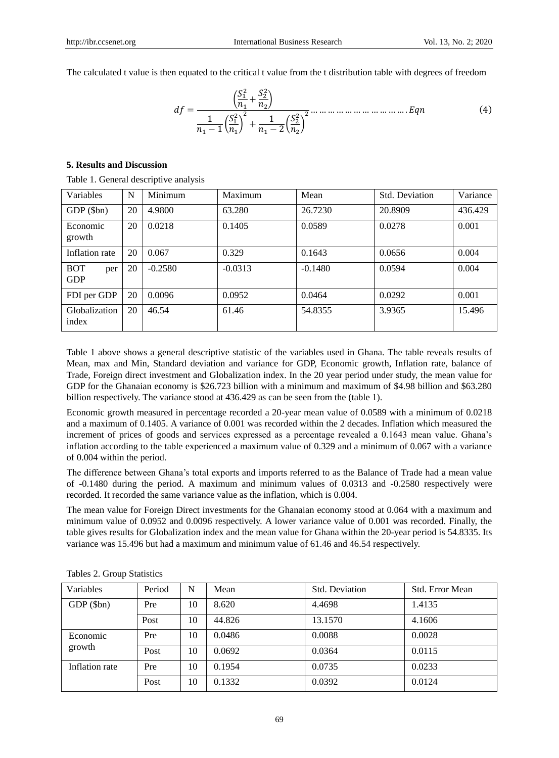The calculated t value is then equated to the critical t value from the t distribution table with degrees of freedom

$$df = \frac{\left(\frac{S_1^2}{n_1} + \frac{S_2^2}{n_2}\right)}{\frac{1}{n_1 - 1}\left(\frac{S_1^2}{n_1}\right)^2 + \frac{1}{n_1 - 2}\left(\frac{S_2^2}{n_2}\right)^2} \ldots\ldots\ldots\ldots\ldots\ldots\ldots\ldots\ldots\ldots. Eqn \quad (4)$$

## 5. Results and Discussion

Table 1. General descriptive analysis

| Variables | N | Minimum | Maximum | Mean | Std. Deviation | Variance |
|---|---|---|---|---|---|---|
| GDP ($bn) | 20 | 4.9800 | 63.280 | 26.7230 | 20.8909 | 436.429 |
| Economic growth | 20 | 0.0218 | 0.1405 | 0.0589 | 0.0278 | 0.001 |
| Inflation rate | 20 | 0.067 | 0.329 | 0.1643 | 0.0656 | 0.004 |
| BOT per GDP | 20 | -0.2580 | -0.0313 | -0.1480 | 0.0594 | 0.004 |
| FDI per GDP | 20 | 0.0096 | 0.0952 | 0.0464 | 0.0292 | 0.001 |
| Globalization index | 20 | 46.54 | 61.46 | 54.8355 | 3.9365 | 15.496 |

Table 1 above shows a general descriptive statistic of the variables used in Ghana. The table reveals results of Mean, max and Min, Standard deviation and variance for GDP, Economic growth, Inflation rate, balance of Trade, Foreign direct investment and Globalization index. In the 20 year period under study, the mean value for GDP for the Ghanaian economy is $26.723 billion with a minimum and maximum of $4.98 billion and $63.280 billion respectively. The variance stood at 436.429 as can be seen from the (table 1).

Economic growth measured in percentage recorded a 20-year mean value of 0.0589 with a minimum of 0.0218 and a maximum of 0.1405. A variance of 0.001 was recorded within the 2 decades. Inflation which measured the increment of prices of goods and services expressed as a percentage revealed a 0.1643 mean value. Ghana's inflation according to the table experienced a maximum value of 0.329 and a minimum of 0.067 with a variance of 0.004 within the period.

The difference between Ghana's total exports and imports referred to as the Balance of Trade had a mean value of -0.1480 during the period. A maximum and minimum values of 0.0313 and -0.2580 respectively were recorded. It recorded the same variance value as the inflation, which is 0.004.

The mean value for Foreign Direct investments for the Ghanaian economy stood at 0.064 with a maximum and minimum value of 0.0952 and 0.0096 respectively. A lower variance value of 0.001 was recorded. Finally, the table gives results for Globalization index and the mean value for Ghana within the 20-year period is 54.8335. Its variance was 15.496 but had a maximum and minimum value of 61.46 and 46.54 respectively.

Tables 2. Group Statistics

| Variables | Period | N | Mean | Std. Deviation | Std. Error Mean |
|---|---|---|---|---|---|
| GDP ($bn) | Pre | 10 | 8.620 | 4.4698 | 1.4135 |
| | Post | 10 | 44.826 | 13.1570 | 4.1606 |
| Economic growth | Pre | 10 | 0.0486 | 0.0088 | 0.0028 |
| | Post | 10 | 0.0692 | 0.0364 | 0.0115 |
| Inflation rate | Pre | 10 | 0.1954 | 0.0735 | 0.0233 |
| | Post | 10 | 0.1332 | 0.0392 | 0.0124 |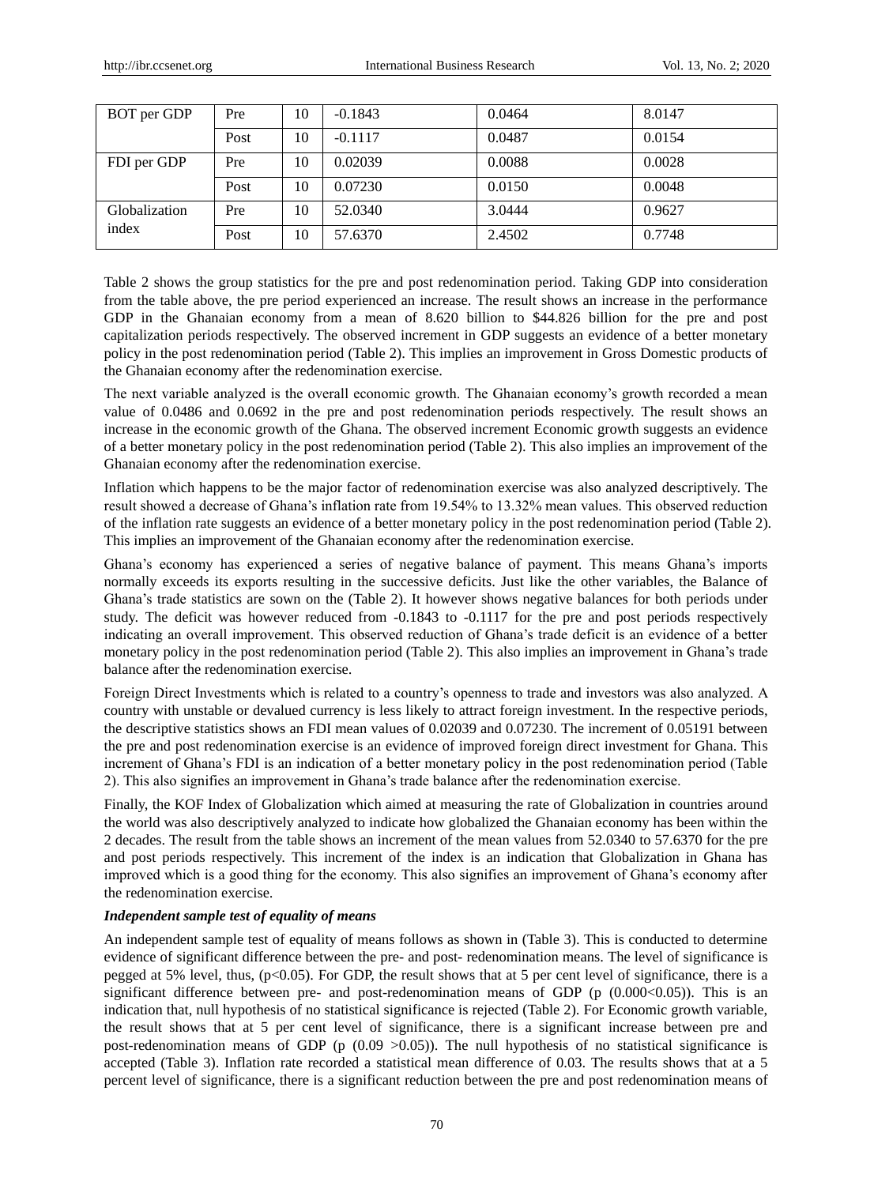| BOT per GDP | Pre | 10 | -0.1843 | 0.0464 | 8.0147 |
|---|---|---|---|---|---|
| | Post | 10 | -0.1117 | 0.0487 | 0.0154 |
| FDI per GDP | Pre | 10 | 0.02039 | 0.0088 | 0.0028 |
| | Post | 10 | 0.07230 | 0.0150 | 0.0048 |
| Globalization index | Pre | 10 | 52.0340 | 3.0444 | 0.9627 |
| | Post | 10 | 57.6370 | 2.4502 | 0.7748 |

Table 2 shows the group statistics for the pre and post redenomination period. Taking GDP into consideration from the table above, the pre period experienced an increase. The result shows an increase in the performance GDP in the Ghanaian economy from a mean of 8.620 billion to $44.826 billion for the pre and post capitalization periods respectively. The observed increment in GDP suggests an evidence of a better monetary policy in the post redenomination period (Table 2). This implies an improvement in Gross Domestic products of the Ghanaian economy after the redenomination exercise.

The next variable analyzed is the overall economic growth. The Ghanaian economy's growth recorded a mean value of 0.0486 and 0.0692 in the pre and post redenomination periods respectively. The result shows an increase in the economic growth of the Ghana. The observed increment Economic growth suggests an evidence of a better monetary policy in the post redenomination period (Table 2). This also implies an improvement of the Ghanaian economy after the redenomination exercise.

Inflation which happens to be the major factor of redenomination exercise was also analyzed descriptively. The result showed a decrease of Ghana's inflation rate from 19.54% to 13.32% mean values. This observed reduction of the inflation rate suggests an evidence of a better monetary policy in the post redenomination period (Table 2). This implies an improvement of the Ghanaian economy after the redenomination exercise.

Ghana's economy has experienced a series of negative balance of payment. This means Ghana's imports normally exceeds its exports resulting in the successive deficits. Just like the other variables, the Balance of Ghana's trade statistics are sown on the (Table 2). It however shows negative balances for both periods under study. The deficit was however reduced from -0.1843 to -0.1117 for the pre and post periods respectively indicating an overall improvement. This observed reduction of Ghana's trade deficit is an evidence of a better monetary policy in the post redenomination period (Table 2). This also implies an improvement in Ghana's trade balance after the redenomination exercise.

Foreign Direct Investments which is related to a country's openness to trade and investors was also analyzed. A country with unstable or devalued currency is less likely to attract foreign investment. In the respective periods, the descriptive statistics shows an FDI mean values of 0.02039 and 0.07230. The increment of 0.05191 between the pre and post redenomination exercise is an evidence of improved foreign direct investment for Ghana. This increment of Ghana's FDI is an indication of a better monetary policy in the post redenomination period (Table 2). This also signifies an improvement in Ghana's trade balance after the redenomination exercise.

Finally, the KOF Index of Globalization which aimed at measuring the rate of Globalization in countries around the world was also descriptively analyzed to indicate how globalized the Ghanaian economy has been within the 2 decades. The result from the table shows an increment of the mean values from 52.0340 to 57.6370 for the pre and post periods respectively. This increment of the index is an indication that Globalization in Ghana has improved which is a good thing for the economy. This also signifies an improvement of Ghana's economy after the redenomination exercise.

***Independent sample test of equality of means***

An independent sample test of equality of means follows as shown in (Table 3). This is conducted to determine evidence of significant difference between the pre- and post- redenomination means. The level of significance is pegged at 5% level, thus, ($p<0.05$). For GDP, the result shows that at 5 per cent level of significance, there is a significant difference between pre- and post-redenomination means of GDP ($p$ ($0.000<0.05$)). This is an indication that, null hypothesis of no statistical significance is rejected (Table 2). For Economic growth variable, the result shows that at 5 per cent level of significance, there is a significant increase between pre and post-redenomination means of GDP ($p$ ($0.09 >0.05$)). The null hypothesis of no statistical significance is accepted (Table 3). Inflation rate recorded a statistical mean difference of 0.03. The results shows that at a 5 percent level of significance, there is a significant reduction between the pre and post redenomination means of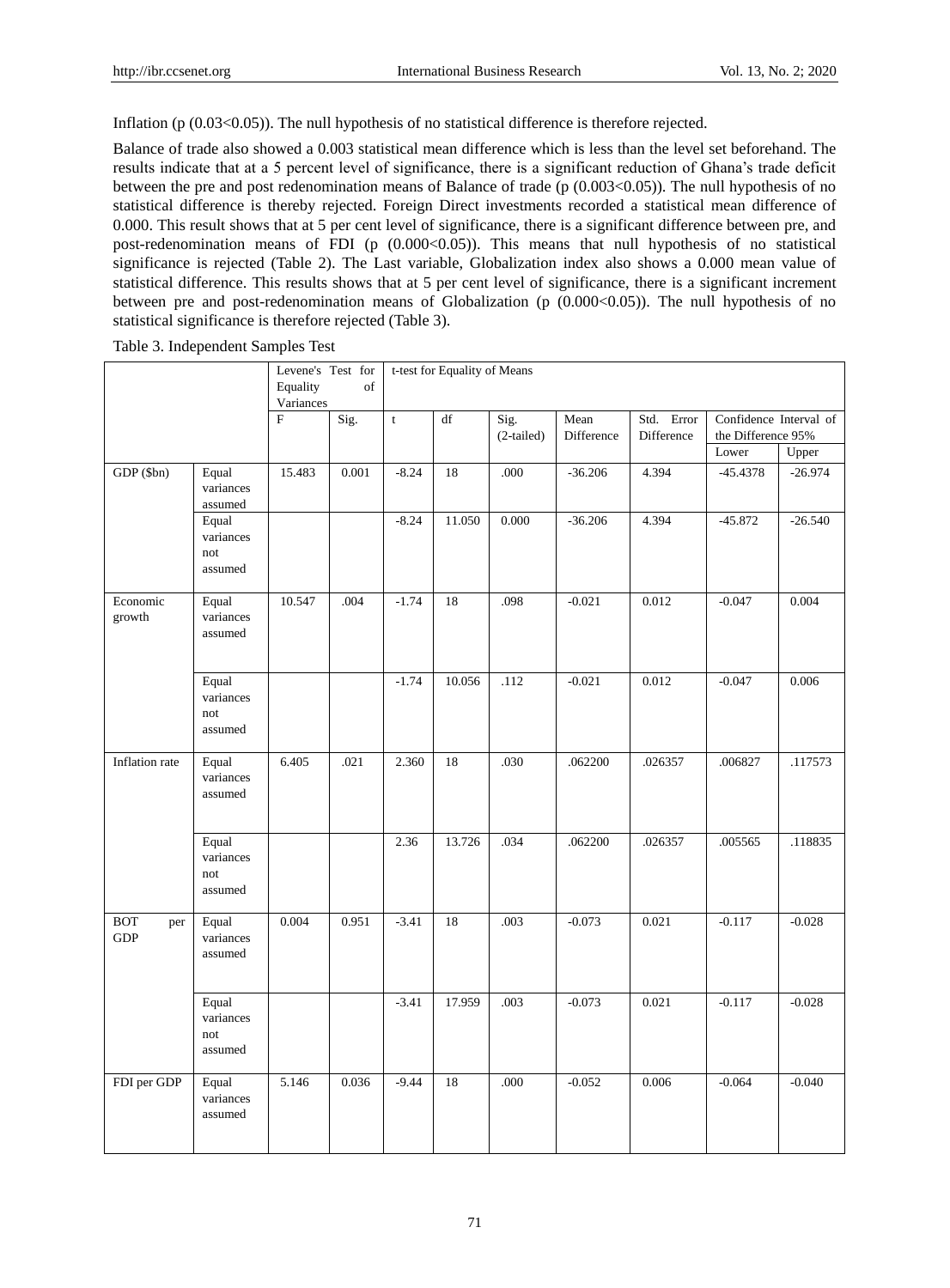Inflation (p (0.03<0.05)). The null hypothesis of no statistical difference is therefore rejected.

Balance of trade also showed a 0.003 statistical mean difference which is less than the level set beforehand. The results indicate that at a 5 percent level of significance, there is a significant reduction of Ghana's trade deficit between the pre and post redenomination means of Balance of trade (p (0.003<0.05)). The null hypothesis of no statistical difference is thereby rejected. Foreign Direct investments recorded a statistical mean difference of 0.000. This result shows that at 5 per cent level of significance, there is a significant difference between pre, and post-redenomination means of FDI (p (0.000<0.05)). This means that null hypothesis of no statistical significance is rejected (Table 2). The Last variable, Globalization index also shows a 0.000 mean value of statistical difference. This results shows that at 5 per cent level of significance, there is a significant increment between pre and post-redenomination means of Globalization (p (0.000<0.05)). The null hypothesis of no statistical significance is therefore rejected (Table 3).

Table 3. Independent Samples Test

| | | Levene's Test for Equality of Variances | | t-test for Equality of Means | | | | | | |
|---|---|---|---|---|---|---|---|---|---|---|
| | | F | Sig. | t | df | Sig. (2-tailed) | Mean Difference | Std. Error Difference | Confidence Interval of the Difference 95% | |
| | | | | | | | | | Lower | Upper |
| GDP ($bn) | Equal variances assumed | 15.483 | 0.001 | -8.24 | 18 | .000 | -36.206 | 4.394 | -45.4378 | -26.974 |
| | Equal variances not assumed | | | -8.24 | 11.050 | 0.000 | -36.206 | 4.394 | -45.872 | -26.540 |
| Economic growth | Equal variances assumed | 10.547 | .004 | -1.74 | 18 | .098 | -0.021 | 0.012 | -0.047 | 0.004 |
| | Equal variances not assumed | | | -1.74 | 10.056 | .112 | -0.021 | 0.012 | -0.047 | 0.006 |
| Inflation rate | Equal variances assumed | 6.405 | .021 | 2.360 | 18 | .030 | .062200 | .026357 | .006827 | .117573 |
| | Equal variances not assumed | | | 2.36 | 13.726 | .034 | .062200 | .026357 | .005565 | .118835 |
| BOT per GDP | Equal variances assumed | 0.004 | 0.951 | -3.41 | 18 | .003 | -0.073 | 0.021 | -0.117 | -0.028 |
| | Equal variances not assumed | | | -3.41 | 17.959 | .003 | -0.073 | 0.021 | -0.117 | -0.028 |
| FDI per GDP | Equal variances assumed | 5.146 | 0.036 | -9.44 | 18 | .000 | -0.052 | 0.006 | -0.064 | -0.040 |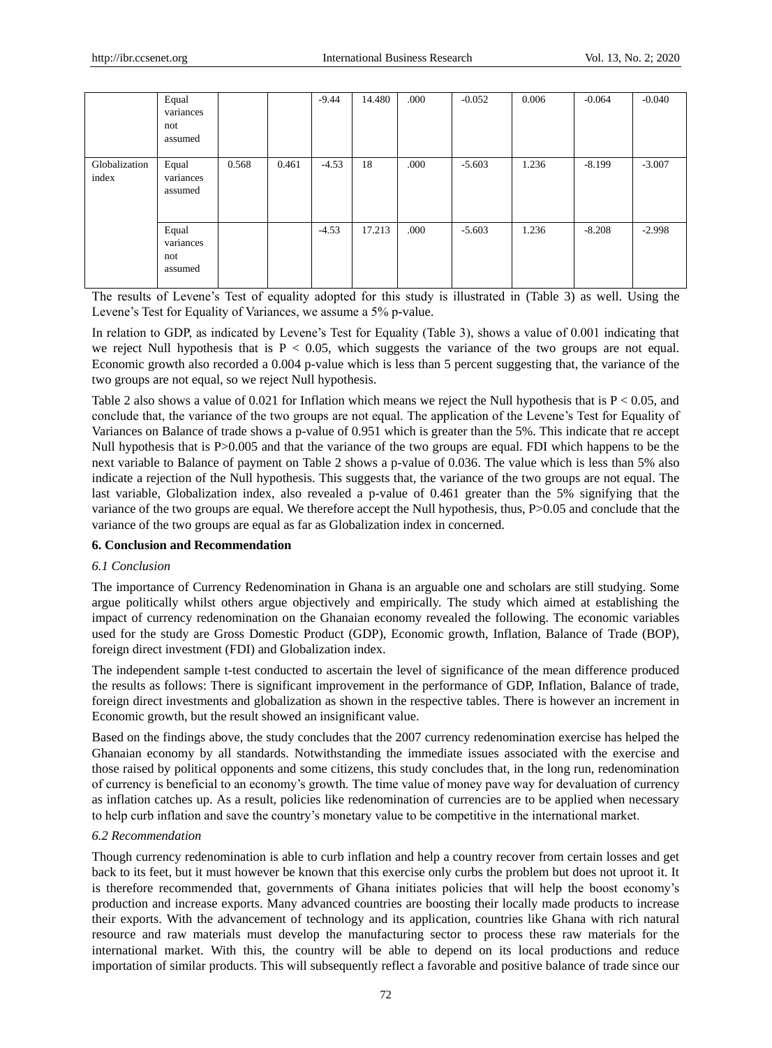| | Equal variances not assumed | | | -9.44 | 14.480 | .000 | -0.052 | 0.006 | -0.064 | -0.040 |
|---|---|---|---|---|---|---|---|---|---|---|
| Globalization index | Equal variances assumed | 0.568 | 0.461 | -4.53 | 18 | .000 | -5.603 | 1.236 | -8.199 | -3.007 |
| | Equal variances not assumed | | | -4.53 | 17.213 | .000 | -5.603 | 1.236 | -8.208 | -2.998 |

The results of Levene's Test of equality adopted for this study is illustrated in (Table 3) as well. Using the Levene's Test for Equality of Variances, we assume a 5% p-value.

In relation to GDP, as indicated by Levene's Test for Equality (Table 3), shows a value of 0.001 indicating that we reject Null hypothesis that is $P < 0.05$, which suggests the variance of the two groups are not equal. Economic growth also recorded a 0.004 p-value which is less than 5 percent suggesting that, the variance of the two groups are not equal, so we reject Null hypothesis.

Table 2 also shows a value of 0.021 for Inflation which means we reject the Null hypothesis that is $P < 0.05$, and conclude that, the variance of the two groups are not equal. The application of the Levene's Test for Equality of Variances on Balance of trade shows a p-value of 0.951 which is greater than the 5%. This indicate that re accept Null hypothesis that is $P>0.005$ and that the variance of the two groups are equal. FDI which happens to be the next variable to Balance of payment on Table 2 shows a p-value of 0.036. The value which is less than 5% also indicate a rejection of the Null hypothesis. This suggests that, the variance of the two groups are not equal. The last variable, Globalization index, also revealed a p-value of 0.461 greater than the 5% signifying that the variance of the two groups are equal. We therefore accept the Null hypothesis, thus, $P>0.05$ and conclude that the variance of the two groups are equal as far as Globalization index in concerned.

## 6. Conclusion and Recommendation

### *6.1 Conclusion*

The importance of Currency Redenomination in Ghana is an arguable one and scholars are still studying. Some argue politically whilst others argue objectively and empirically. The study which aimed at establishing the impact of currency redenomination on the Ghanaian economy revealed the following. The economic variables used for the study are Gross Domestic Product (GDP), Economic growth, Inflation, Balance of Trade (BOP), foreign direct investment (FDI) and Globalization index.

The independent sample t-test conducted to ascertain the level of significance of the mean difference produced the results as follows: There is significant improvement in the performance of GDP, Inflation, Balance of trade, foreign direct investments and globalization as shown in the respective tables. There is however an increment in Economic growth, but the result showed an insignificant value.

Based on the findings above, the study concludes that the 2007 currency redenomination exercise has helped the Ghanaian economy by all standards. Notwithstanding the immediate issues associated with the exercise and those raised by political opponents and some citizens, this study concludes that, in the long run, redenomination of currency is beneficial to an economy's growth. The time value of money pave way for devaluation of currency as inflation catches up. As a result, policies like redenomination of currencies are to be applied when necessary to help curb inflation and save the country's monetary value to be competitive in the international market.

### *6.2 Recommendation*

Though currency redenomination is able to curb inflation and help a country recover from certain losses and get back to its feet, but it must however be known that this exercise only curbs the problem but does not uproot it. It is therefore recommended that, governments of Ghana initiates policies that will help the boost economy's production and increase exports. Many advanced countries are boosting their locally made products to increase their exports. With the advancement of technology and its application, countries like Ghana with rich natural resource and raw materials must develop the manufacturing sector to process these raw materials for the international market. With this, the country will be able to depend on its local productions and reduce importation of similar products. This will subsequently reflect a favorable and positive balance of trade since our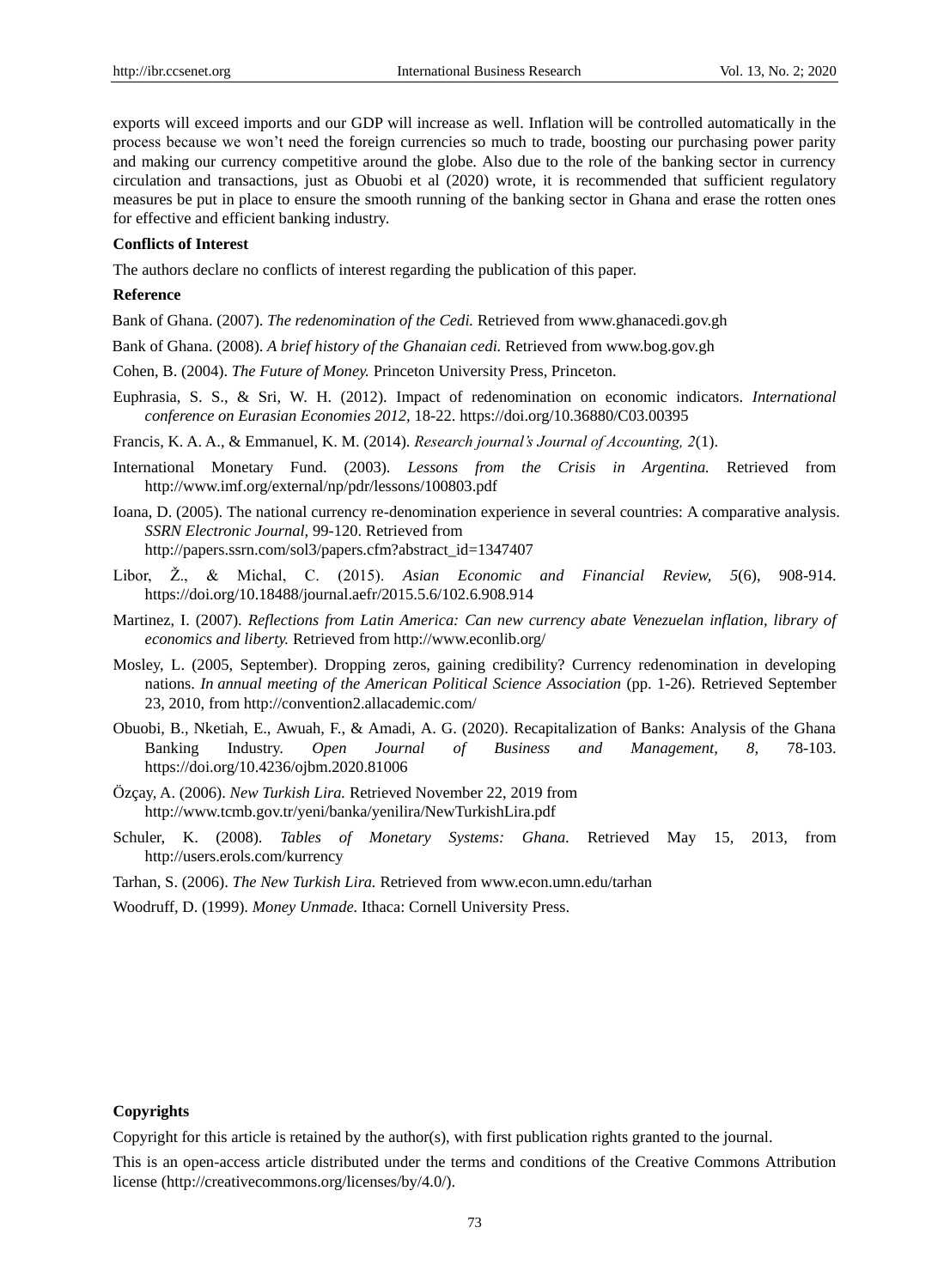exports will exceed imports and our GDP will increase as well. Inflation will be controlled automatically in the process because we won't need the foreign currencies so much to trade, boosting our purchasing power parity and making our currency competitive around the globe. Also due to the role of the banking sector in currency circulation and transactions, just as Obuobi et al (2020) wrote, it is recommended that sufficient regulatory measures be put in place to ensure the smooth running of the banking sector in Ghana and erase the rotten ones for effective and efficient banking industry.

**Conflicts of Interest**

The authors declare no conflicts of interest regarding the publication of this paper.

**Reference**

Bank of Ghana. (2007). *The redenomination of the Cedi.* Retrieved from www.ghanacedi.gov.gh

Bank of Ghana. (2008). *A brief history of the Ghanaian cedi.* Retrieved from www.bog.gov.gh

Cohen, B. (2004). *The Future of Money.* Princeton University Press, Princeton.

Euphrasia, S. S., & Sri, W. H. (2012). Impact of redenomination on economic indicators. *International conference on Eurasian Economies 2012,* 18-22. https://doi.org/10.36880/C03.00395

Francis, K. A. A., & Emmanuel, K. M. (2014). *Research journal's Journal of Accounting, 2*(1).

International Monetary Fund. (2003). *Lessons from the Crisis in Argentina.* Retrieved from http://www.imf.org/external/np/pdr/lessons/100803.pdf

Ioana, D. (2005). The national currency re-denomination experience in several countries: A comparative analysis. *SSRN Electronic Journal,* 99-120. Retrieved from http://papers.ssrn.com/sol3/papers.cfm?abstract_id=1347407

Libor, Ž., & Michal, C. (2015). *Asian Economic and Financial Review, 5*(6), 908-914. https://doi.org/10.18488/journal.aefr/2015.5.6/102.6.908.914

Martinez, I. (2007). *Reflections from Latin America: Can new currency abate Venezuelan inflation, library of economics and liberty.* Retrieved from http://www.econlib.org/

Mosley, L. (2005, September). Dropping zeros, gaining credibility? Currency redenomination in developing nations. *In annual meeting of the American Political Science Association* (pp. 1-26). Retrieved September 23, 2010, from http://convention2.allacademic.com/

Obuobi, B., Nketiah, E., Awuah, F., & Amadi, A. G. (2020). Recapitalization of Banks: Analysis of the Ghana Banking Industry. *Open Journal of Business and Management, 8,* 78-103. https://doi.org/10.4236/ojbm.2020.81006

Özçay, A. (2006). *New Turkish Lira.* Retrieved November 22, 2019 from http://www.tcmb.gov.tr/yeni/banka/yenilira/NewTurkishLira.pdf

Schuler, K. (2008). *Tables of Monetary Systems: Ghana.* Retrieved May 15, 2013, from http://users.erols.com/kurrency

Tarhan, S. (2006). *The New Turkish Lira.* Retrieved from www.econ.umn.edu/tarhan

Woodruff, D. (1999). *Money Unmade.* Ithaca: Cornell University Press.

**Copyrights**

Copyright for this article is retained by the author(s), with first publication rights granted to the journal.

This is an open-access article distributed under the terms and conditions of the Creative Commons Attribution license (http://creativecommons.org/licenses/by/4.0/).